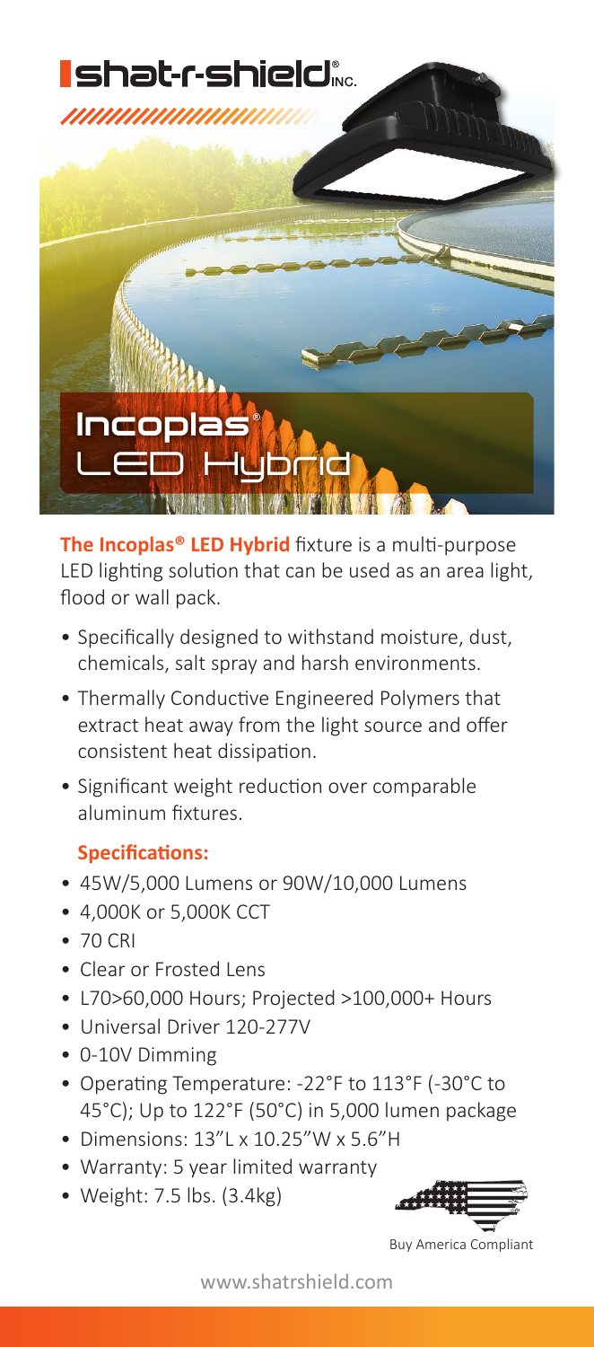shat-r-shield® INC.

# Incoplas® LED Hybrid

**The Incoplas® LED Hybrid** fixture is a multi-purpose LED lighting solution that can be used as an area light, flood or wall pack.

- Specifically designed to withstand moisture, dust, chemicals, salt spray and harsh environments.
- Thermally Conductive Engineered Polymers that extract heat away from the light source and offer consistent heat dissipation.
- Significant weight reduction over comparable aluminum fixtures.

### Specifications:

- 45W/5,000 Lumens or 90W/10,000 Lumens
- 4,000K or 5,000K CCT
- 70 CRI
- Clear or Frosted Lens
- L70>60,000 Hours; Projected >100,000+ Hours
- Universal Driver 120-277V
- 0-10V Dimming
- Operating Temperature: -22°F to 113°F (-30°C to 45°C); Up to 122°F (50°C) in 5,000 lumen package
- Dimensions: 13"L x 10.25"W x 5.6"H
- Warranty: 5 year limited warranty
- Weight: 7.5 lbs. (3.4kg)

Buy America Compliant

www.shatrshield.com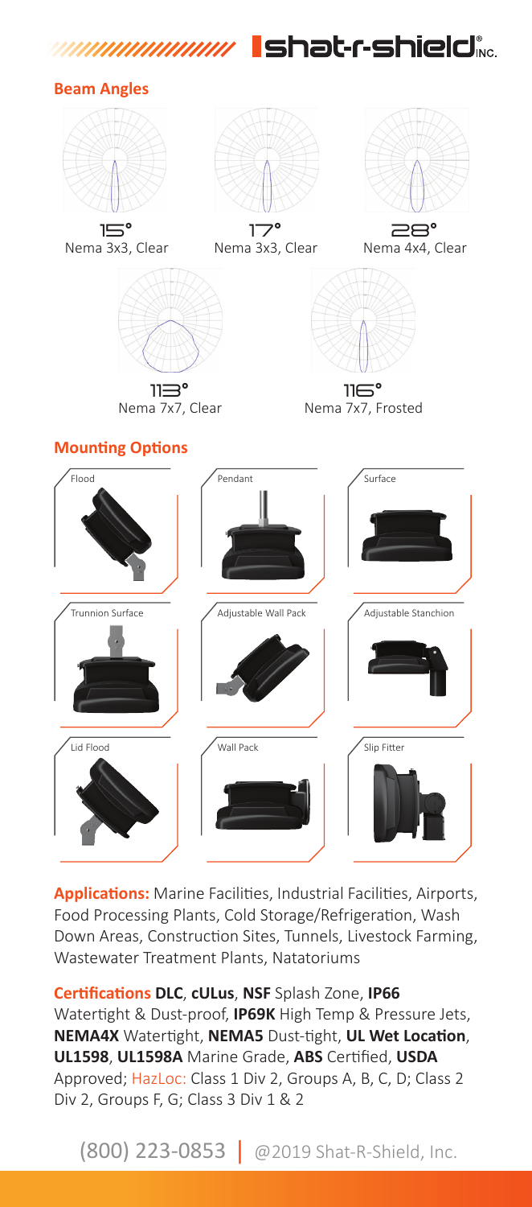## Beam Angles

15°
Nema 3x3, Clear

17°
Nema 3x3, Clear

28°
Nema 4x4, Clear

113°
Nema 7x7, Clear

116°
Nema 7x7, Frosted

## Mounting Options

Flood

Pendant

Surface

Trunnion Surface

Adjustable Wall Pack

Adjustable Stanchion

Lid Flood

Wall Pack

Slip Fitter

**Applications:** Marine Facilities, Industrial Facilities, Airports, Food Processing Plants, Cold Storage/Refrigeration, Wash Down Areas, Construction Sites, Tunnels, Livestock Farming, Wastewater Treatment Plants, Natatoriums

**Certifications DLC**, **cULus**, **NSF** Splash Zone, **IP66** Watertight & Dust-proof, **IP69K** High Temp & Pressure Jets, **NEMA4X** Watertight, **NEMA5** Dust-tight, **UL Wet Location**, **UL1598**, **UL1598A** Marine Grade, **ABS** Certified, **USDA** Approved; HazLoc: Class 1 Div 2, Groups A, B, C, D; Class 2 Div 2, Groups F, G; Class 3 Div 1 & 2

(800) 223-0853 | @2019 Shat-R-Shield, Inc.